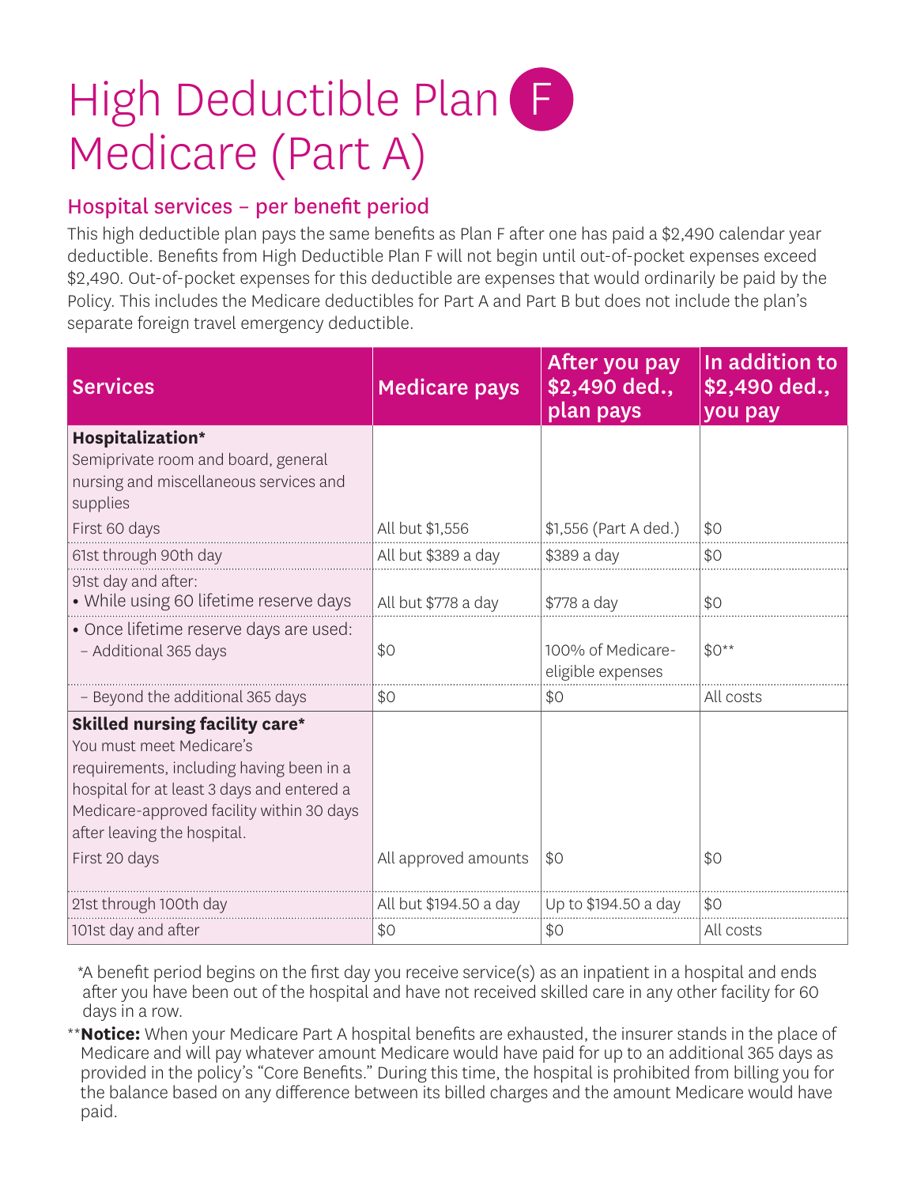# High Deductible Plan F
# Medicare (Part A)

## Hospital services – per benefit period

This high deductible plan pays the same benefits as Plan F after one has paid a $2,490 calendar year deductible. Benefits from High Deductible Plan F will not begin until out-of-pocket expenses exceed $2,490. Out-of-pocket expenses for this deductible are expenses that would ordinarily be paid by the Policy. This includes the Medicare deductibles for Part A and Part B but does not include the plan's separate foreign travel emergency deductible.

| Services | Medicare pays | After you pay $2,490 ded., plan pays | In addition to $2,490 ded., you pay |
|---|---|---|---|
| **Hospitalization*** Semiprivate room and board, general nursing and miscellaneous services and supplies | | | |
| First 60 days | All but $1,556 | $1,556 (Part A ded.) | $0 |
| 61st through 90th day | All but $389 a day | $389 a day | $0 |
| 91st day and after: • While using 60 lifetime reserve days | All but $778 a day | $778 a day | $0 |
| • Once lifetime reserve days are used: – Additional 365 days | $0 | 100% of Medicare-eligible expenses | $0** |
| – Beyond the additional 365 days | $0 | $0 | All costs |
| **Skilled nursing facility care*** You must meet Medicare's requirements, including having been in a hospital for at least 3 days and entered a Medicare-approved facility within 30 days after leaving the hospital. | | | |
| First 20 days | All approved amounts | $0 | $0 |
| 21st through 100th day | All but $194.50 a day | Up to $194.50 a day | $0 |
| 101st day and after | $0 | $0 | All costs |

*A benefit period begins on the first day you receive service(s) as an inpatient in a hospital and ends after you have been out of the hospital and have not received skilled care in any other facility for 60 days in a row.

****Notice:** When your Medicare Part A hospital benefits are exhausted, the insurer stands in the place of Medicare and will pay whatever amount Medicare would have paid for up to an additional 365 days as provided in the policy's "Core Benefits." During this time, the hospital is prohibited from billing you for the balance based on any difference between its billed charges and the amount Medicare would have paid.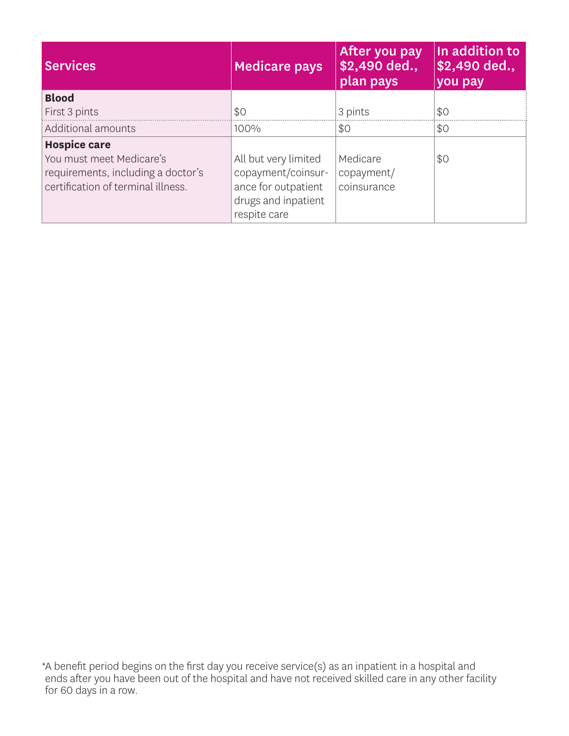| Services | Medicare pays | After you pay $2,490 ded., plan pays | In addition to $2,490 ded., you pay |
| --- | --- | --- | --- |
| **Blood**<br>First 3 pints | $0 | 3 pints | $0 |
| Additional amounts | 100% | $0 | $0 |
| **Hospice care**<br>You must meet Medicare's requirements, including a doctor's certification of terminal illness. | All but very limited copayment/coinsurance for outpatient drugs and inpatient respite care | Medicare copayment/ coinsurance | $0 |

*A benefit period begins on the first day you receive service(s) as an inpatient in a hospital and ends after you have been out of the hospital and have not received skilled care in any other facility for 60 days in a row.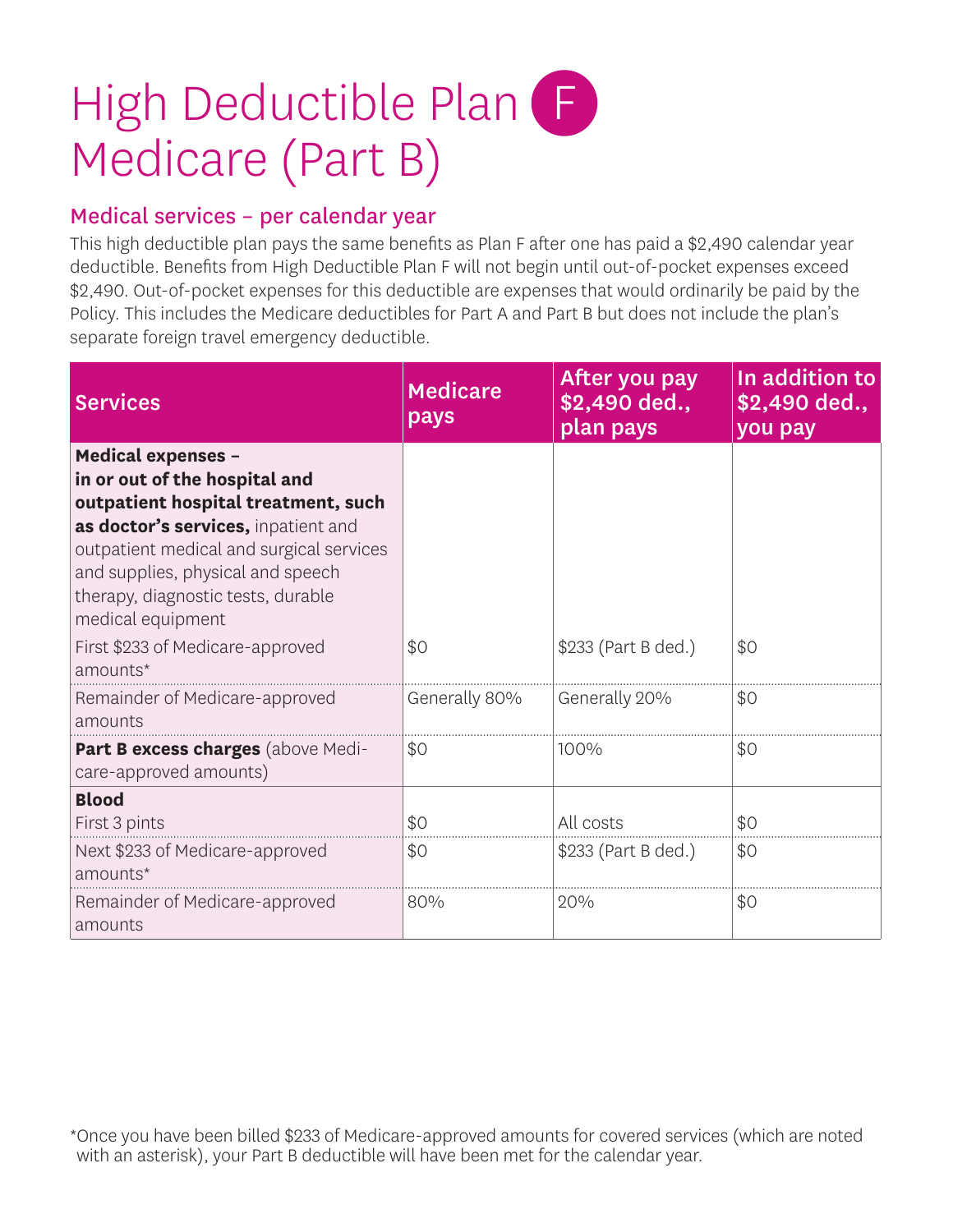# High Deductible Plan F Medicare (Part B)

## Medical services – per calendar year

This high deductible plan pays the same benefits as Plan F after one has paid a $2,490 calendar year deductible. Benefits from High Deductible Plan F will not begin until out-of-pocket expenses exceed $2,490. Out-of-pocket expenses for this deductible are expenses that would ordinarily be paid by the Policy. This includes the Medicare deductibles for Part A and Part B but does not include the plan's separate foreign travel emergency deductible.

| Services | Medicare pays | After you pay $2,490 ded., plan pays | In addition to $2,490 ded., you pay |
|---|---|---|---|
| **Medical expenses – in or out of the hospital and outpatient hospital treatment, such as doctor's services,** inpatient and outpatient medical and surgical services and supplies, physical and speech therapy, diagnostic tests, durable medical equipment | | | |
| First $233 of Medicare-approved amounts* | $0 | $233 (Part B ded.) | $0 |
| Remainder of Medicare-approved amounts | Generally 80% | Generally 20% | $0 |
| **Part B excess charges** (above Medicare-approved amounts) | $0 | 100% | $0 |
| **Blood** | | | |
| First 3 pints | $0 | All costs | $0 |
| Next $233 of Medicare-approved amounts* | $0 | $233 (Part B ded.) | $0 |
| Remainder of Medicare-approved amounts | 80% | 20% | $0 |

*Once you have been billed $233 of Medicare-approved amounts for covered services (which are noted with an asterisk), your Part B deductible will have been met for the calendar year.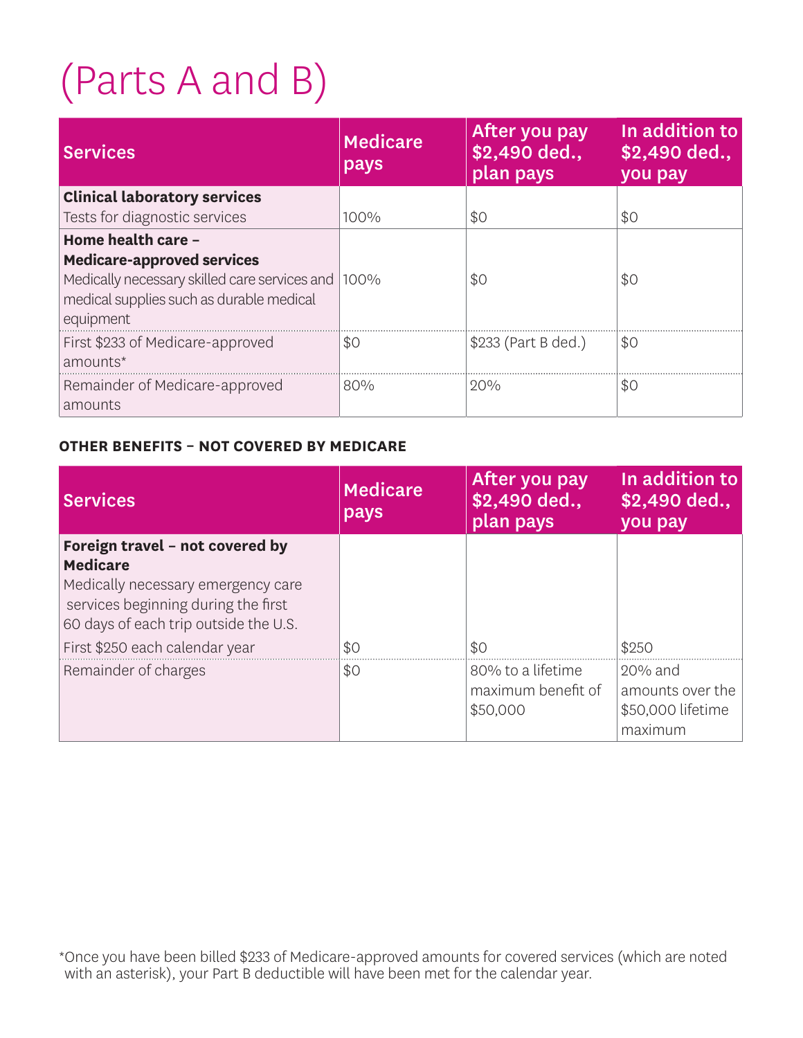# (Parts A and B)

| Services | Medicare pays | After you pay $2,490 ded., plan pays | In addition to $2,490 ded., you pay |
|---|---|---|---|
| **Clinical laboratory services** Tests for diagnostic services | 100% | $0 | $0 |
| **Home health care – Medicare-approved services** Medically necessary skilled care services and medical supplies such as durable medical equipment | 100% | $0 | $0 |
| First $233 of Medicare-approved amounts* | $0 | $233 (Part B ded.) | $0 |
| Remainder of Medicare-approved amounts | 80% | 20% | $0 |

**OTHER BENEFITS – NOT COVERED BY MEDICARE**

| Services | Medicare pays | After you pay $2,490 ded., plan pays | In addition to $2,490 ded., you pay |
|---|---|---|---|
| **Foreign travel – not covered by Medicare** Medically necessary emergency care services beginning during the first 60 days of each trip outside the U.S. First $250 each calendar year | $0 | $0 | $250 |
| Remainder of charges | $0 | 80% to a lifetime maximum benefit of $50,000 | 20% and amounts over the $50,000 lifetime maximum |

*Once you have been billed $233 of Medicare-approved amounts for covered services (which are noted with an asterisk), your Part B deductible will have been met for the calendar year.